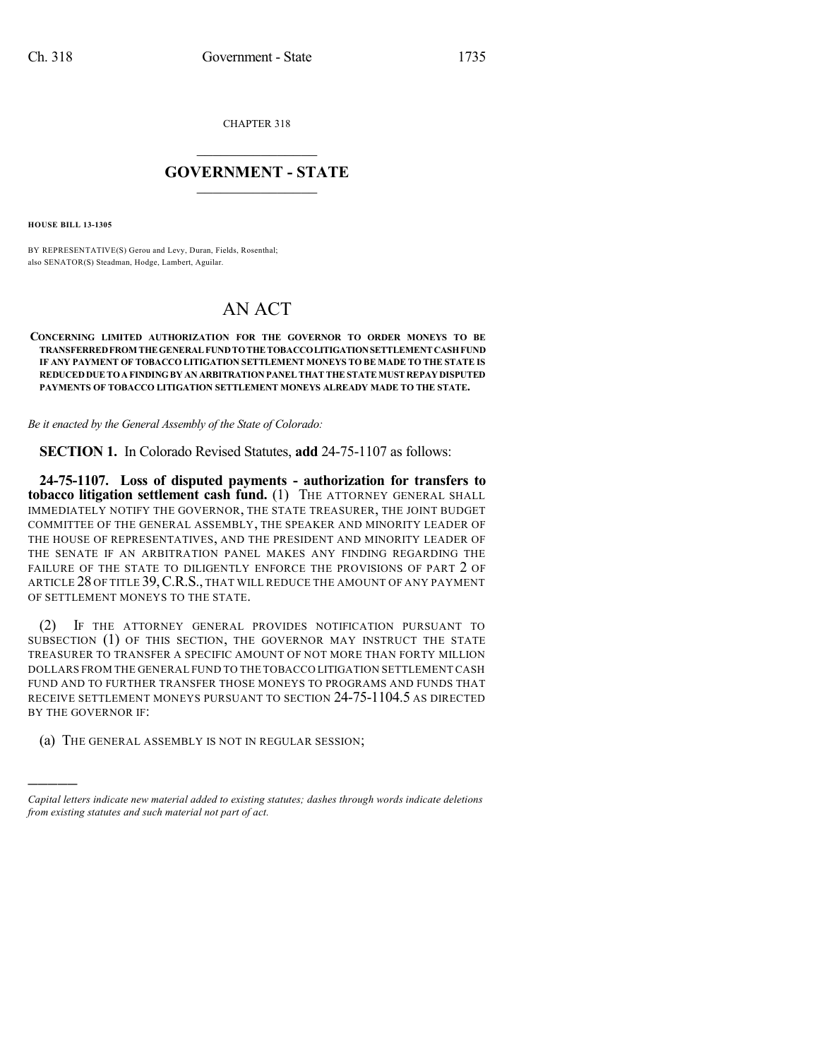CHAPTER 318

# GOVERNMENT - STATE

**HOUSE BILL 13-1305**

BY REPRESENTATIVE(S) Gerou and Levy, Duran, Fields, Rosenthal;
also SENATOR(S) Steadman, Hodge, Lambert, Aguilar.

# AN ACT

**CONCERNING LIMITED AUTHORIZATION FOR THE GOVERNOR TO ORDER MONEYS TO BE TRANSFERRED FROM THE GENERAL FUND TO THE TOBACCO LITIGATION SETTLEMENT CASH FUND IF ANY PAYMENT OF TOBACCO LITIGATION SETTLEMENT MONEYS TO BE MADE TO THE STATE IS REDUCED DUE TO A FINDING BY AN ARBITRATION PANEL THAT THE STATE MUST REPAY DISPUTED PAYMENTS OF TOBACCO LITIGATION SETTLEMENT MONEYS ALREADY MADE TO THE STATE.**

*Be it enacted by the General Assembly of the State of Colorado:*

**SECTION 1.** In Colorado Revised Statutes, **add** 24-75-1107 as follows:

**24-75-1107. Loss of disputed payments - authorization for transfers to tobacco litigation settlement cash fund.** (1) THE ATTORNEY GENERAL SHALL IMMEDIATELY NOTIFY THE GOVERNOR, THE STATE TREASURER, THE JOINT BUDGET COMMITTEE OF THE GENERAL ASSEMBLY, THE SPEAKER AND MINORITY LEADER OF THE HOUSE OF REPRESENTATIVES, AND THE PRESIDENT AND MINORITY LEADER OF THE SENATE IF AN ARBITRATION PANEL MAKES ANY FINDING REGARDING THE FAILURE OF THE STATE TO DILIGENTLY ENFORCE THE PROVISIONS OF PART 2 OF ARTICLE 28 OF TITLE 39, C.R.S., THAT WILL REDUCE THE AMOUNT OF ANY PAYMENT OF SETTLEMENT MONEYS TO THE STATE.

(2) IF THE ATTORNEY GENERAL PROVIDES NOTIFICATION PURSUANT TO SUBSECTION (1) OF THIS SECTION, THE GOVERNOR MAY INSTRUCT THE STATE TREASURER TO TRANSFER A SPECIFIC AMOUNT OF NOT MORE THAN FORTY MILLION DOLLARS FROM THE GENERAL FUND TO THE TOBACCO LITIGATION SETTLEMENT CASH FUND AND TO FURTHER TRANSFER THOSE MONEYS TO PROGRAMS AND FUNDS THAT RECEIVE SETTLEMENT MONEYS PURSUANT TO SECTION 24-75-1104.5 AS DIRECTED BY THE GOVERNOR IF:

(a) THE GENERAL ASSEMBLY IS NOT IN REGULAR SESSION;

---

*Capital letters indicate new material added to existing statutes; dashes through words indicate deletions from existing statutes and such material not part of act.*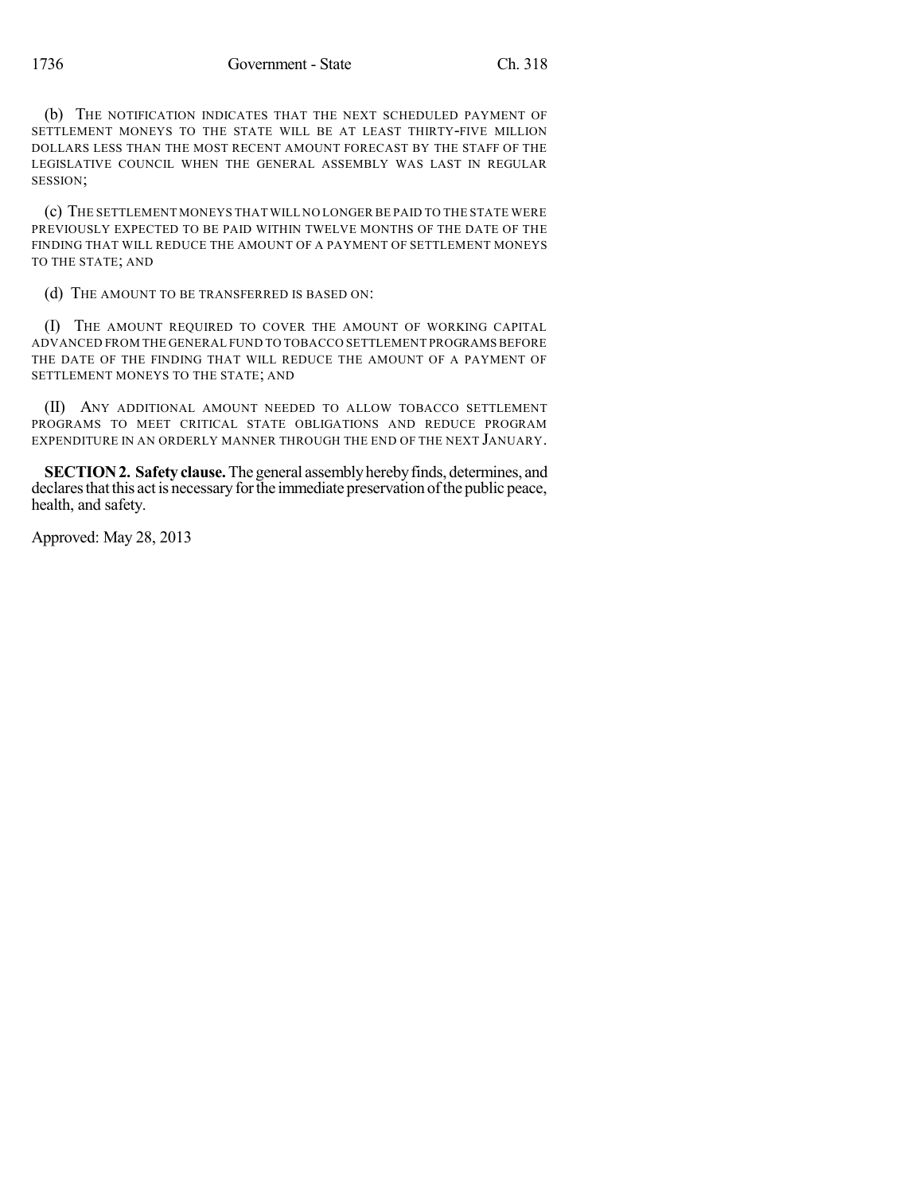(b) THE NOTIFICATION INDICATES THAT THE NEXT SCHEDULED PAYMENT OF SETTLEMENT MONEYS TO THE STATE WILL BE AT LEAST THIRTY-FIVE MILLION DOLLARS LESS THAN THE MOST RECENT AMOUNT FORECAST BY THE STAFF OF THE LEGISLATIVE COUNCIL WHEN THE GENERAL ASSEMBLY WAS LAST IN REGULAR SESSION;

(c) THE SETTLEMENT MONEYS THAT WILL NO LONGER BE PAID TO THE STATE WERE PREVIOUSLY EXPECTED TO BE PAID WITHIN TWELVE MONTHS OF THE DATE OF THE FINDING THAT WILL REDUCE THE AMOUNT OF A PAYMENT OF SETTLEMENT MONEYS TO THE STATE; AND

(d) THE AMOUNT TO BE TRANSFERRED IS BASED ON:

(I) THE AMOUNT REQUIRED TO COVER THE AMOUNT OF WORKING CAPITAL ADVANCED FROM THE GENERAL FUND TO TOBACCO SETTLEMENT PROGRAMS BEFORE THE DATE OF THE FINDING THAT WILL REDUCE THE AMOUNT OF A PAYMENT OF SETTLEMENT MONEYS TO THE STATE; AND

(II) ANY ADDITIONAL AMOUNT NEEDED TO ALLOW TOBACCO SETTLEMENT PROGRAMS TO MEET CRITICAL STATE OBLIGATIONS AND REDUCE PROGRAM EXPENDITURE IN AN ORDERLY MANNER THROUGH THE END OF THE NEXT JANUARY.

**SECTION 2. Safety clause.** The general assembly hereby finds, determines, and declares that this act is necessary for the immediate preservation of the public peace, health, and safety.

Approved: May 28, 2013